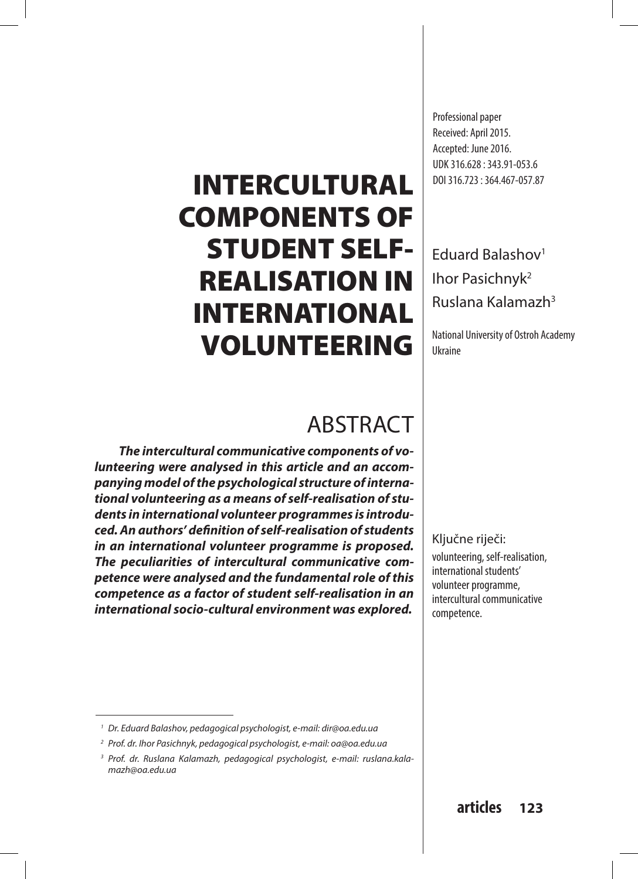Professional paper
Received: April 2015.
Accepted: June 2016.
UDK 316.628 : 343.91-053.6
DOI 316.723 : 364.467-057.87

# INTERCULTURAL COMPONENTS OF STUDENT SELF-REALISATION IN INTERNATIONAL VOLUNTEERING

Eduard Balashov[1]
Ihor Pasichnyk[2]
Ruslana Kalamazh[3]

National University of Ostroh Academy
Ukraine

## ABSTRACT

***The intercultural communicative components of volunteering were analysed in this article and an accompanying model of the psychological structure of international volunteering as a means of self-realisation of students in international volunteer programmes is introduced. An authors' definition of self-realisation of students in an international volunteer programme is proposed. The peculiarities of intercultural communicative competence were analysed and the fundamental role of this competence as a factor of student self-realisation in an international socio-cultural environment was explored.***

Ključne riječi:
volunteering, self-realisation, international students' volunteer programme, intercultural communicative competence.

---

[1] *Dr. Eduard Balashov, pedagogical psychologist, e-mail: dir@oa.edu.ua*

[2] *Prof. dr. Ihor Pasichnyk, pedagogical psychologist, e-mail: oa@oa.edu.ua*

[3] *Prof. dr. Ruslana Kalamazh, pedagogical psychologist, e-mail: ruslana.kalamazh@oa.edu.ua*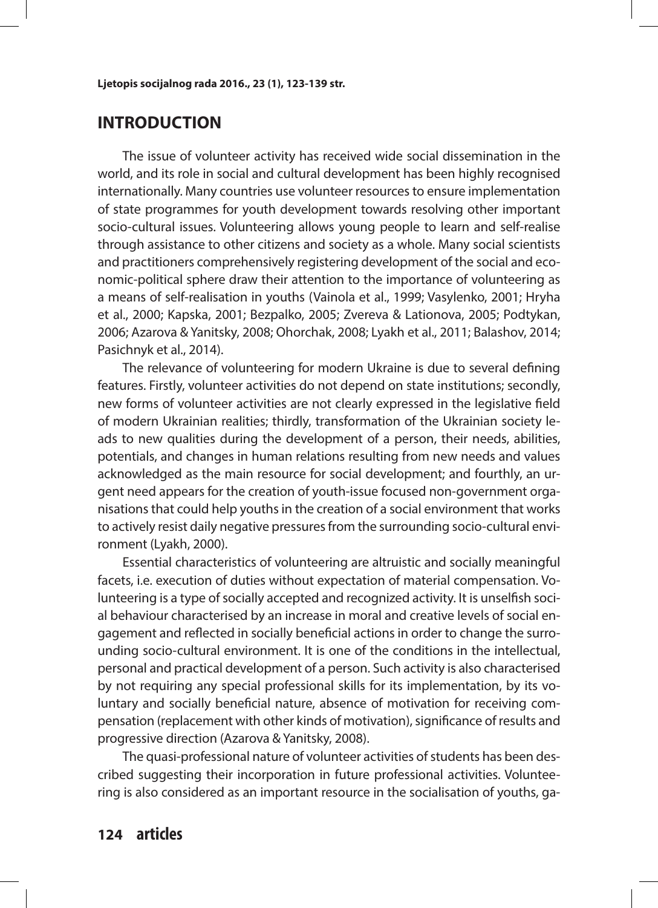## INTRODUCTION

The issue of volunteer activity has received wide social dissemination in the world, and its role in social and cultural development has been highly recognised internationally. Many countries use volunteer resources to ensure implementation of state programmes for youth development towards resolving other important socio-cultural issues. Volunteering allows young people to learn and self-realise through assistance to other citizens and society as a whole. Many social scientists and practitioners comprehensively registering development of the social and economic-political sphere draw their attention to the importance of volunteering as a means of self-realisation in youths (Vainola et al., 1999; Vasylenko, 2001; Hryha et al., 2000; Kapska, 2001; Bezpalko, 2005; Zvereva & Lationova, 2005; Podtykan, 2006; Azarova & Yanitsky, 2008; Ohorchak, 2008; Lyakh et al., 2011; Balashov, 2014; Pasichnyk et al., 2014).

The relevance of volunteering for modern Ukraine is due to several defining features. Firstly, volunteer activities do not depend on state institutions; secondly, new forms of volunteer activities are not clearly expressed in the legislative field of modern Ukrainian realities; thirdly, transformation of the Ukrainian society leads to new qualities during the development of a person, their needs, abilities, potentials, and changes in human relations resulting from new needs and values acknowledged as the main resource for social development; and fourthly, an urgent need appears for the creation of youth-issue focused non-government organisations that could help youths in the creation of a social environment that works to actively resist daily negative pressures from the surrounding socio-cultural environment (Lyakh, 2000).

Essential characteristics of volunteering are altruistic and socially meaningful facets, i.e. execution of duties without expectation of material compensation. Volunteering is a type of socially accepted and recognized activity. It is unselfish social behaviour characterised by an increase in moral and creative levels of social engagement and reflected in socially beneficial actions in order to change the surrounding socio-cultural environment. It is one of the conditions in the intellectual, personal and practical development of a person. Such activity is also characterised by not requiring any special professional skills for its implementation, by its voluntary and socially beneficial nature, absence of motivation for receiving compensation (replacement with other kinds of motivation), significance of results and progressive direction (Azarova & Yanitsky, 2008).

The quasi-professional nature of volunteer activities of students has been described suggesting their incorporation in future professional activities. Volunteering is also considered as an important resource in the socialisation of youths, ga-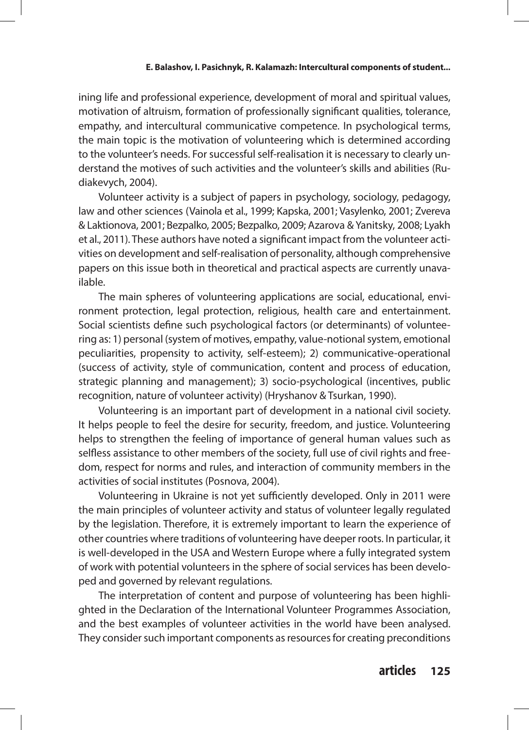ining life and professional experience, development of moral and spiritual values, motivation of altruism, formation of professionally significant qualities, tolerance, empathy, and intercultural communicative competence. In psychological terms, the main topic is the motivation of volunteering which is determined according to the volunteer's needs. For successful self-realisation it is necessary to clearly understand the motives of such activities and the volunteer's skills and abilities (Rudiakevych, 2004).

Volunteer activity is a subject of papers in psychology, sociology, pedagogy, law and other sciences (Vainola et al., 1999; Kapska, 2001; Vasylenko, 2001; Zvereva & Laktionova, 2001; Bezpalko, 2005; Bezpalko, 2009; Azarova & Yanitsky, 2008; Lyakh et al., 2011). These authors have noted a significant impact from the volunteer activities on development and self-realisation of personality, although comprehensive papers on this issue both in theoretical and practical aspects are currently unavailable.

The main spheres of volunteering applications are social, educational, environment protection, legal protection, religious, health care and entertainment. Social scientists define such psychological factors (or determinants) of volunteering as: 1) personal (system of motives, empathy, value-notional system, emotional peculiarities, propensity to activity, self-esteem); 2) communicative-operational (success of activity, style of communication, content and process of education, strategic planning and management); 3) socio-psychological (incentives, public recognition, nature of volunteer activity) (Hryshanov & Tsurkan, 1990).

Volunteering is an important part of development in a national civil society. It helps people to feel the desire for security, freedom, and justice. Volunteering helps to strengthen the feeling of importance of general human values such as selfless assistance to other members of the society, full use of civil rights and freedom, respect for norms and rules, and interaction of community members in the activities of social institutes (Posnova, 2004).

Volunteering in Ukraine is not yet sufficiently developed. Only in 2011 were the main principles of volunteer activity and status of volunteer legally regulated by the legislation. Therefore, it is extremely important to learn the experience of other countries where traditions of volunteering have deeper roots. In particular, it is well-developed in the USA and Western Europe where a fully integrated system of work with potential volunteers in the sphere of social services has been developed and governed by relevant regulations.

The interpretation of content and purpose of volunteering has been highlighted in the Declaration of the International Volunteer Programmes Association, and the best examples of volunteer activities in the world have been analysed. They consider such important components as resources for creating preconditions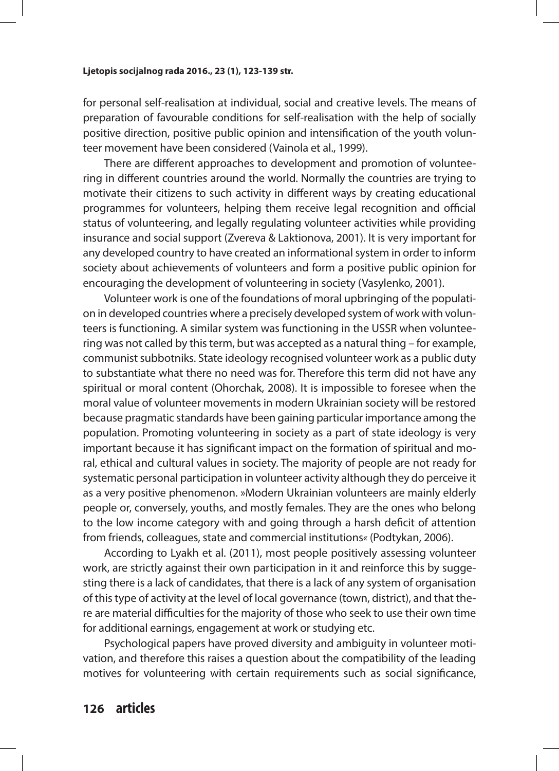for personal self-realisation at individual, social and creative levels. The means of preparation of favourable conditions for self-realisation with the help of socially positive direction, positive public opinion and intensification of the youth volunteer movement have been considered (Vainola et al., 1999).

There are different approaches to development and promotion of volunteering in different countries around the world. Normally the countries are trying to motivate their citizens to such activity in different ways by creating educational programmes for volunteers, helping them receive legal recognition and official status of volunteering, and legally regulating volunteer activities while providing insurance and social support (Zvereva & Laktionova, 2001). It is very important for any developed country to have created an informational system in order to inform society about achievements of volunteers and form a positive public opinion for encouraging the development of volunteering in society (Vasylenko, 2001).

Volunteer work is one of the foundations of moral upbringing of the population in developed countries where a precisely developed system of work with volunteers is functioning. A similar system was functioning in the USSR when volunteering was not called by this term, but was accepted as a natural thing – for example, communist subbotniks. State ideology recognised volunteer work as a public duty to substantiate what there no need was for. Therefore this term did not have any spiritual or moral content (Ohorchak, 2008). It is impossible to foresee when the moral value of volunteer movements in modern Ukrainian society will be restored because pragmatic standards have been gaining particular importance among the population. Promoting volunteering in society as a part of state ideology is very important because it has significant impact on the formation of spiritual and moral, ethical and cultural values in society. The majority of people are not ready for systematic personal participation in volunteer activity although they do perceive it as a very positive phenomenon. »Modern Ukrainian volunteers are mainly elderly people or, conversely, youths, and mostly females. They are the ones who belong to the low income category with and going through a harsh deficit of attention from friends, colleagues, state and commercial institutions« (Podtykan, 2006).

According to Lyakh et al. (2011), most people positively assessing volunteer work, are strictly against their own participation in it and reinforce this by suggesting there is a lack of candidates, that there is a lack of any system of organisation of this type of activity at the level of local governance (town, district), and that there are material difficulties for the majority of those who seek to use their own time for additional earnings, engagement at work or studying etc.

Psychological papers have proved diversity and ambiguity in volunteer motivation, and therefore this raises a question about the compatibility of the leading motives for volunteering with certain requirements such as social significance,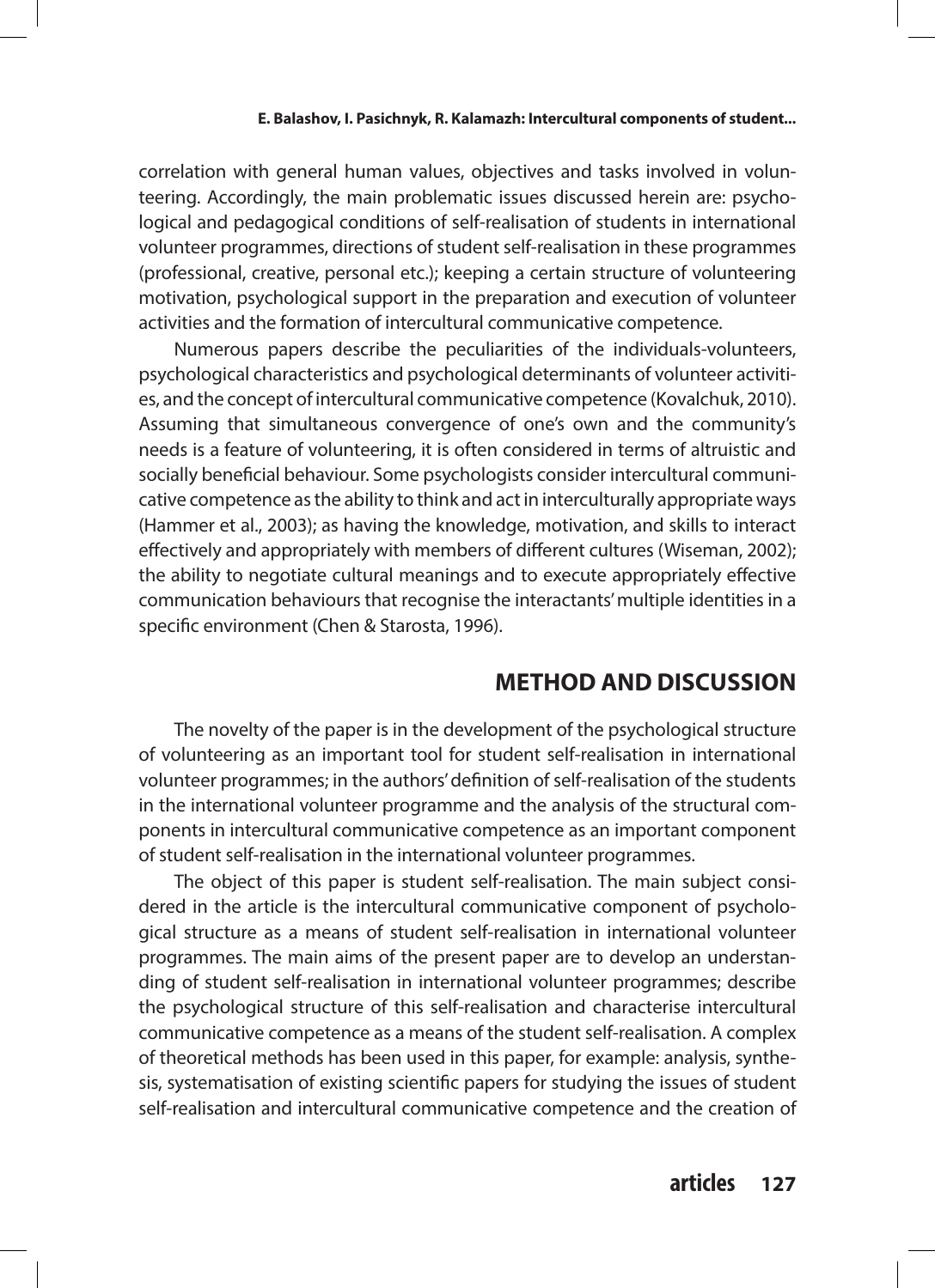correlation with general human values, objectives and tasks involved in volunteering. Accordingly, the main problematic issues discussed herein are: psychological and pedagogical conditions of self-realisation of students in international volunteer programmes, directions of student self-realisation in these programmes (professional, creative, personal etc.); keeping a certain structure of volunteering motivation, psychological support in the preparation and execution of volunteer activities and the formation of intercultural communicative competence.

Numerous papers describe the peculiarities of the individuals-volunteers, psychological characteristics and psychological determinants of volunteer activities, and the concept of intercultural communicative competence (Kovalchuk, 2010). Assuming that simultaneous convergence of one's own and the community's needs is a feature of volunteering, it is often considered in terms of altruistic and socially beneficial behaviour. Some psychologists consider intercultural communicative competence as the ability to think and act in interculturally appropriate ways (Hammer et al., 2003); as having the knowledge, motivation, and skills to interact effectively and appropriately with members of different cultures (Wiseman, 2002); the ability to negotiate cultural meanings and to execute appropriately effective communication behaviours that recognise the interactants' multiple identities in a specific environment (Chen & Starosta, 1996).

## METHOD AND DISCUSSION

The novelty of the paper is in the development of the psychological structure of volunteering as an important tool for student self-realisation in international volunteer programmes; in the authors' definition of self-realisation of the students in the international volunteer programme and the analysis of the structural components in intercultural communicative competence as an important component of student self-realisation in the international volunteer programmes.

The object of this paper is student self-realisation. The main subject considered in the article is the intercultural communicative component of psychological structure as a means of student self-realisation in international volunteer programmes. The main aims of the present paper are to develop an understanding of student self-realisation in international volunteer programmes; describe the psychological structure of this self-realisation and characterise intercultural communicative competence as a means of the student self-realisation. A complex of theoretical methods has been used in this paper, for example: analysis, synthesis, systematisation of existing scientific papers for studying the issues of student self-realisation and intercultural communicative competence and the creation of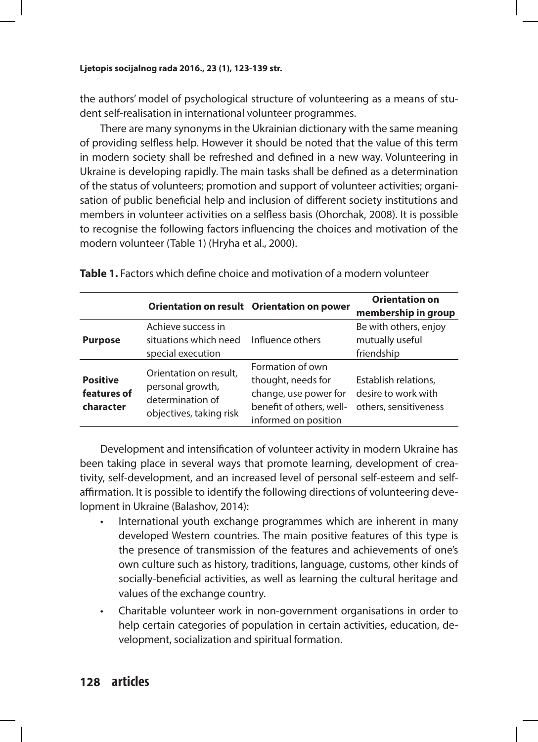the authors' model of psychological structure of volunteering as a means of student self-realisation in international volunteer programmes.

There are many synonyms in the Ukrainian dictionary with the same meaning of providing selfless help. However it should be noted that the value of this term in modern society shall be refreshed and defined in a new way. Volunteering in Ukraine is developing rapidly. The main tasks shall be defined as a determination of the status of volunteers; promotion and support of volunteer activities; organisation of public beneficial help and inclusion of different society institutions and members in volunteer activities on a selfless basis (Ohorchak, 2008). It is possible to recognise the following factors influencing the choices and motivation of the modern volunteer (Table 1) (Hryha et al., 2000).

**Table 1.** Factors which define choice and motivation of a modern volunteer

| | Orientation on result | Orientation on power | Orientation on membership in group |
|---|---|---|---|
| **Purpose** | Achieve success in situations which need special execution | Influence others | Be with others, enjoy mutually useful friendship |
| **Positive features of character** | Orientation on result, personal growth, determination of objectives, taking risk | Formation of own thought, needs for change, use power for benefit of others, well-informed on position | Establish relations, desire to work with others, sensitiveness |

Development and intensification of volunteer activity in modern Ukraine has been taking place in several ways that promote learning, development of creativity, self-development, and an increased level of personal self-esteem and self-affirmation. It is possible to identify the following directions of volunteering development in Ukraine (Balashov, 2014):

- International youth exchange programmes which are inherent in many developed Western countries. The main positive features of this type is the presence of transmission of the features and achievements of one's own culture such as history, traditions, language, customs, other kinds of socially-beneficial activities, as well as learning the cultural heritage and values of the exchange country.
- Charitable volunteer work in non-government organisations in order to help certain categories of population in certain activities, education, development, socialization and spiritual formation.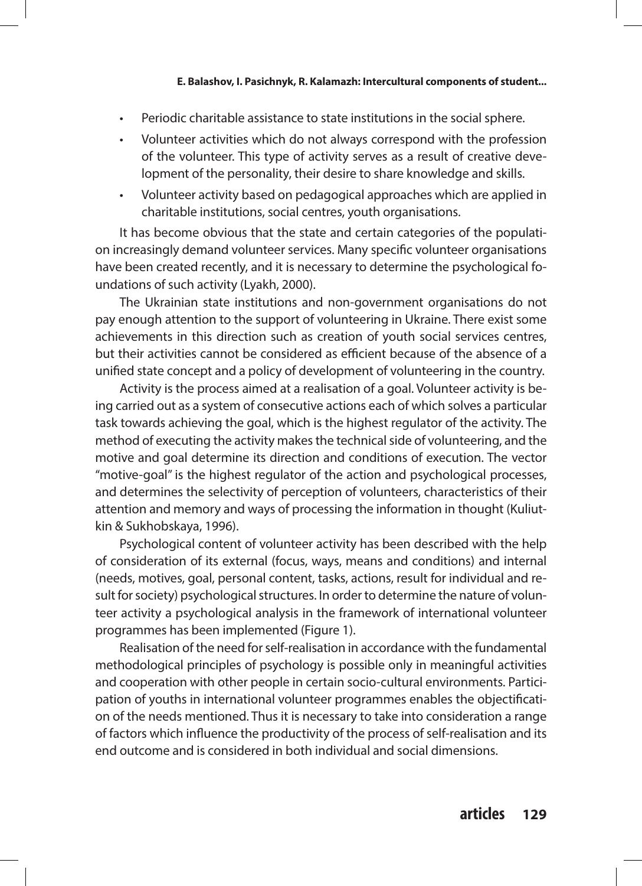- Periodic charitable assistance to state institutions in the social sphere.
- Volunteer activities which do not always correspond with the profession of the volunteer. This type of activity serves as a result of creative development of the personality, their desire to share knowledge and skills.
- Volunteer activity based on pedagogical approaches which are applied in charitable institutions, social centres, youth organisations.

It has become obvious that the state and certain categories of the population increasingly demand volunteer services. Many specific volunteer organisations have been created recently, and it is necessary to determine the psychological foundations of such activity (Lyakh, 2000).

The Ukrainian state institutions and non-government organisations do not pay enough attention to the support of volunteering in Ukraine. There exist some achievements in this direction such as creation of youth social services centres, but their activities cannot be considered as efficient because of the absence of a unified state concept and a policy of development of volunteering in the country.

Activity is the process aimed at a realisation of a goal. Volunteer activity is being carried out as a system of consecutive actions each of which solves a particular task towards achieving the goal, which is the highest regulator of the activity. The method of executing the activity makes the technical side of volunteering, and the motive and goal determine its direction and conditions of execution. The vector "motive-goal" is the highest regulator of the action and psychological processes, and determines the selectivity of perception of volunteers, characteristics of their attention and memory and ways of processing the information in thought (Kuliutkin & Sukhobskaya, 1996).

Psychological content of volunteer activity has been described with the help of consideration of its external (focus, ways, means and conditions) and internal (needs, motives, goal, personal content, tasks, actions, result for individual and result for society) psychological structures. In order to determine the nature of volunteer activity a psychological analysis in the framework of international volunteer programmes has been implemented (Figure 1).

Realisation of the need for self-realisation in accordance with the fundamental methodological principles of psychology is possible only in meaningful activities and cooperation with other people in certain socio-cultural environments. Participation of youths in international volunteer programmes enables the objectification of the needs mentioned. Thus it is necessary to take into consideration a range of factors which influence the productivity of the process of self-realisation and its end outcome and is considered in both individual and social dimensions.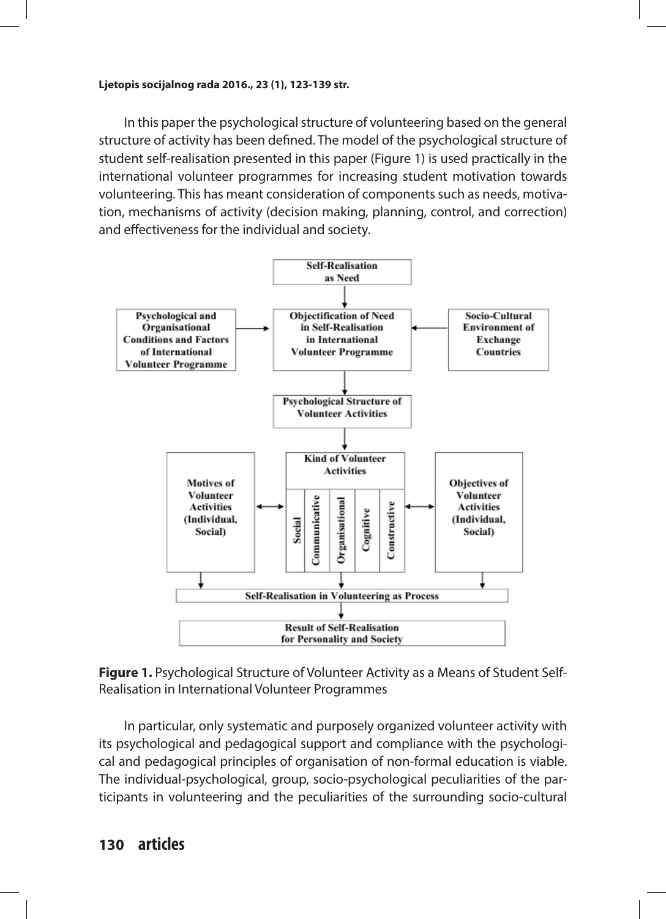In this paper the psychological structure of volunteering based on the general structure of activity has been defined. The model of the psychological structure of student self-realisation presented in this paper (Figure 1) is used practically in the international volunteer programmes for increasing student motivation towards volunteering. This has meant consideration of components such as needs, motivation, mechanisms of activity (decision making, planning, control, and correction) and effectiveness for the individual and society.

**Figure 1.** Psychological Structure of Volunteer Activity as a Means of Student Self-Realisation in International Volunteer Programmes

In particular, only systematic and purposely organized volunteer activity with its psychological and pedagogical support and compliance with the psychological and pedagogical principles of organisation of non-formal education is viable. The individual-psychological, group, socio-psychological peculiarities of the participants in volunteering and the peculiarities of the surrounding socio-cultural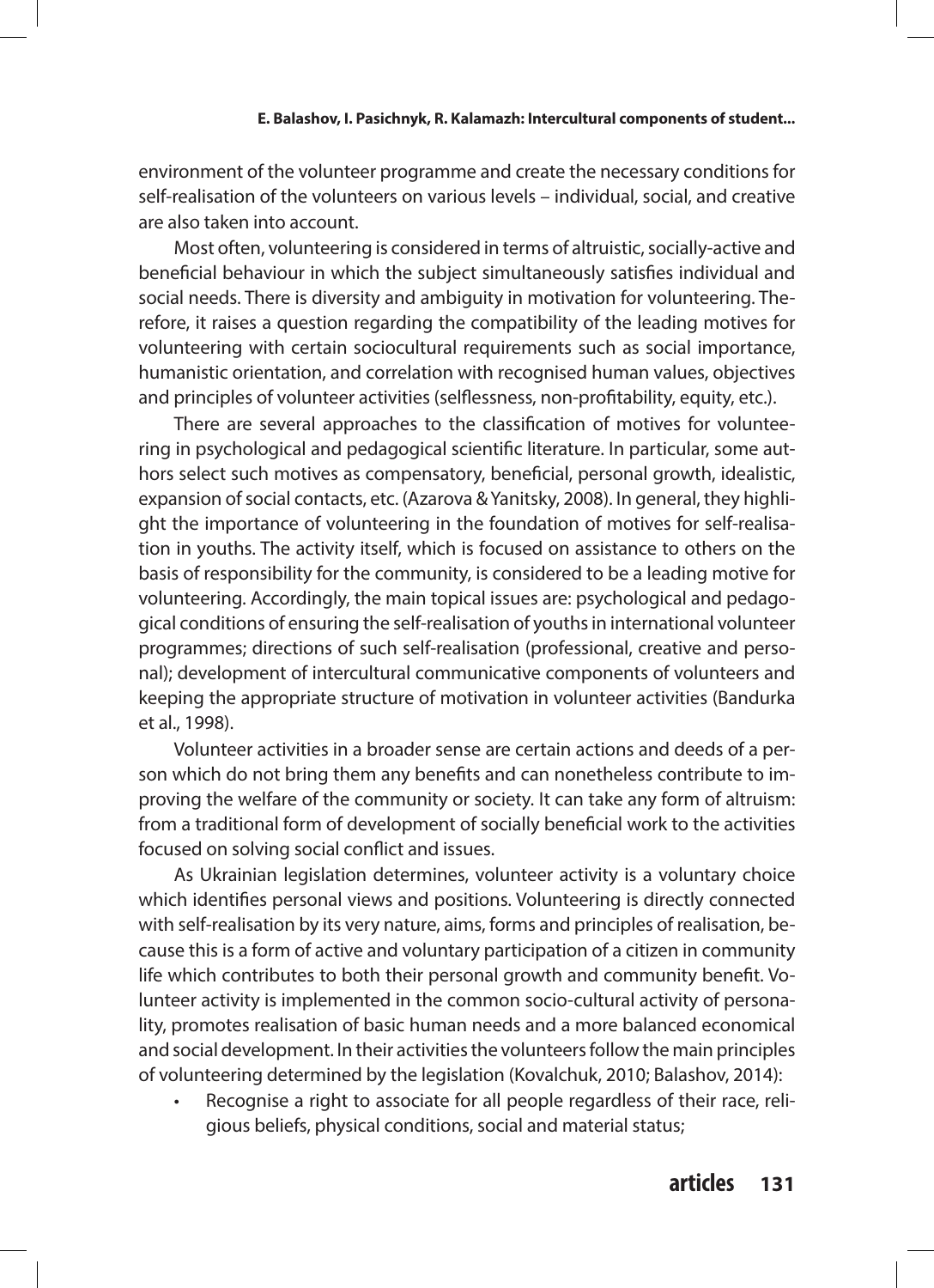environment of the volunteer programme and create the necessary conditions for self-realisation of the volunteers on various levels – individual, social, and creative are also taken into account.

Most often, volunteering is considered in terms of altruistic, socially-active and beneficial behaviour in which the subject simultaneously satisfies individual and social needs. There is diversity and ambiguity in motivation for volunteering. Therefore, it raises a question regarding the compatibility of the leading motives for volunteering with certain sociocultural requirements such as social importance, humanistic orientation, and correlation with recognised human values, objectives and principles of volunteer activities (selflessness, non-profitability, equity, etc.).

There are several approaches to the classification of motives for volunteering in psychological and pedagogical scientific literature. In particular, some authors select such motives as compensatory, beneficial, personal growth, idealistic, expansion of social contacts, etc. (Azarova & Yanitsky, 2008). In general, they highlight the importance of volunteering in the foundation of motives for self-realisation in youths. The activity itself, which is focused on assistance to others on the basis of responsibility for the community, is considered to be a leading motive for volunteering. Accordingly, the main topical issues are: psychological and pedagogical conditions of ensuring the self-realisation of youths in international volunteer programmes; directions of such self-realisation (professional, creative and personal); development of intercultural communicative components of volunteers and keeping the appropriate structure of motivation in volunteer activities (Bandurka et al., 1998).

Volunteer activities in a broader sense are certain actions and deeds of a person which do not bring them any benefits and can nonetheless contribute to improving the welfare of the community or society. It can take any form of altruism: from a traditional form of development of socially beneficial work to the activities focused on solving social conflict and issues.

As Ukrainian legislation determines, volunteer activity is a voluntary choice which identifies personal views and positions. Volunteering is directly connected with self-realisation by its very nature, aims, forms and principles of realisation, because this is a form of active and voluntary participation of a citizen in community life which contributes to both their personal growth and community benefit. Volunteer activity is implemented in the common socio-cultural activity of personality, promotes realisation of basic human needs and a more balanced economical and social development. In their activities the volunteers follow the main principles of volunteering determined by the legislation (Kovalchuk, 2010; Balashov, 2014):

- Recognise a right to associate for all people regardless of their race, religious beliefs, physical conditions, social and material status;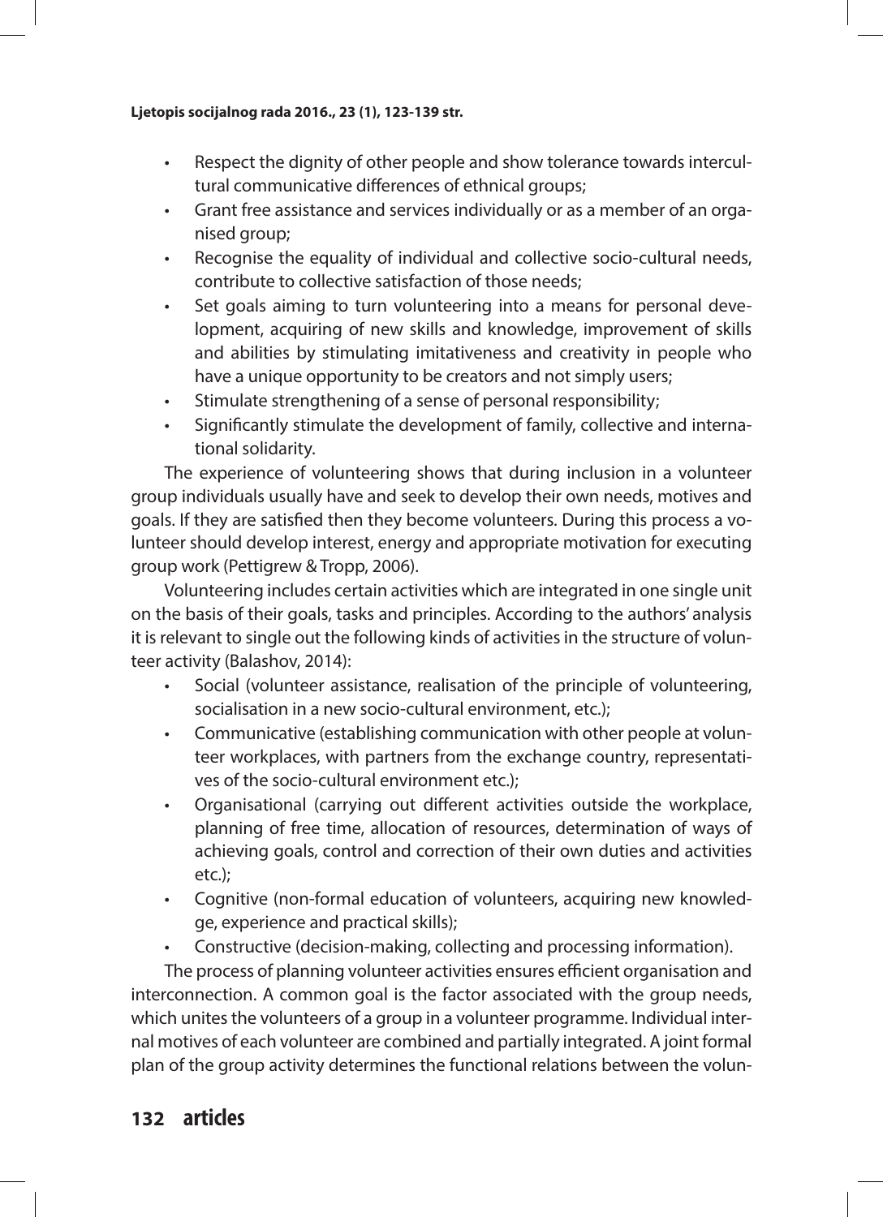- Respect the dignity of other people and show tolerance towards intercultural communicative differences of ethnical groups;
- Grant free assistance and services individually or as a member of an organised group;
- Recognise the equality of individual and collective socio-cultural needs, contribute to collective satisfaction of those needs;
- Set goals aiming to turn volunteering into a means for personal development, acquiring of new skills and knowledge, improvement of skills and abilities by stimulating imitativeness and creativity in people who have a unique opportunity to be creators and not simply users;
- Stimulate strengthening of a sense of personal responsibility;
- Significantly stimulate the development of family, collective and international solidarity.

The experience of volunteering shows that during inclusion in a volunteer group individuals usually have and seek to develop their own needs, motives and goals. If they are satisfied then they become volunteers. During this process a volunteer should develop interest, energy and appropriate motivation for executing group work (Pettigrew & Tropp, 2006).

Volunteering includes certain activities which are integrated in one single unit on the basis of their goals, tasks and principles. According to the authors' analysis it is relevant to single out the following kinds of activities in the structure of volunteer activity (Balashov, 2014):

- Social (volunteer assistance, realisation of the principle of volunteering, socialisation in a new socio-cultural environment, etc.);
- Communicative (establishing communication with other people at volunteer workplaces, with partners from the exchange country, representatives of the socio-cultural environment etc.);
- Organisational (carrying out different activities outside the workplace, planning of free time, allocation of resources, determination of ways of achieving goals, control and correction of their own duties and activities etc.);
- Cognitive (non-formal education of volunteers, acquiring new knowledge, experience and practical skills);
- Constructive (decision-making, collecting and processing information).

The process of planning volunteer activities ensures efficient organisation and interconnection. A common goal is the factor associated with the group needs, which unites the volunteers of a group in a volunteer programme. Individual internal motives of each volunteer are combined and partially integrated. A joint formal plan of the group activity determines the functional relations between the volun-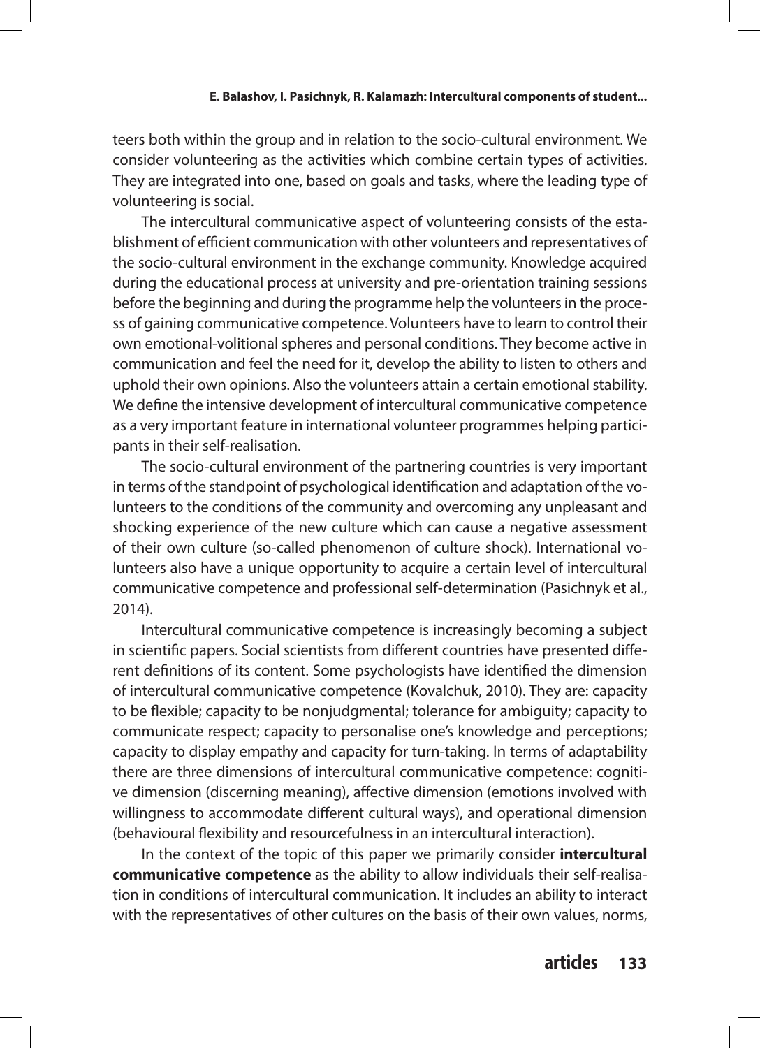teers both within the group and in relation to the socio-cultural environment. We consider volunteering as the activities which combine certain types of activities. They are integrated into one, based on goals and tasks, where the leading type of volunteering is social.

The intercultural communicative aspect of volunteering consists of the establishment of efficient communication with other volunteers and representatives of the socio-cultural environment in the exchange community. Knowledge acquired during the educational process at university and pre-orientation training sessions before the beginning and during the programme help the volunteers in the process of gaining communicative competence. Volunteers have to learn to control their own emotional-volitional spheres and personal conditions. They become active in communication and feel the need for it, develop the ability to listen to others and uphold their own opinions. Also the volunteers attain a certain emotional stability. We define the intensive development of intercultural communicative competence as a very important feature in international volunteer programmes helping participants in their self-realisation.

The socio-cultural environment of the partnering countries is very important in terms of the standpoint of psychological identification and adaptation of the volunteers to the conditions of the community and overcoming any unpleasant and shocking experience of the new culture which can cause a negative assessment of their own culture (so-called phenomenon of culture shock). International volunteers also have a unique opportunity to acquire a certain level of intercultural communicative competence and professional self-determination (Pasichnyk et al., 2014).

Intercultural communicative competence is increasingly becoming a subject in scientific papers. Social scientists from different countries have presented different definitions of its content. Some psychologists have identified the dimension of intercultural communicative competence (Kovalchuk, 2010). They are: capacity to be flexible; capacity to be nonjudgmental; tolerance for ambiguity; capacity to communicate respect; capacity to personalise one's knowledge and perceptions; capacity to display empathy and capacity for turn-taking. In terms of adaptability there are three dimensions of intercultural communicative competence: cognitive dimension (discerning meaning), affective dimension (emotions involved with willingness to accommodate different cultural ways), and operational dimension (behavioural flexibility and resourcefulness in an intercultural interaction).

In the context of the topic of this paper we primarily consider **intercultural communicative competence** as the ability to allow individuals their self-realisation in conditions of intercultural communication. It includes an ability to interact with the representatives of other cultures on the basis of their own values, norms,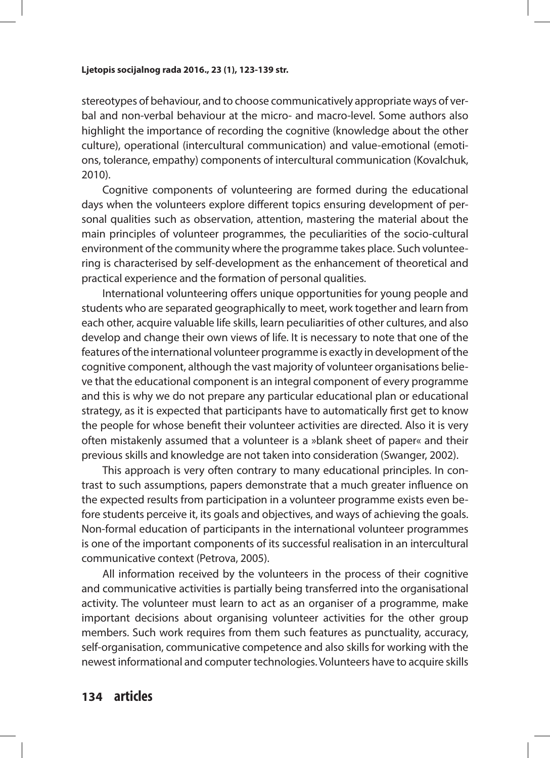stereotypes of behaviour, and to choose communicatively appropriate ways of verbal and non-verbal behaviour at the micro- and macro-level. Some authors also highlight the importance of recording the cognitive (knowledge about the other culture), operational (intercultural communication) and value-emotional (emotions, tolerance, empathy) components of intercultural communication (Kovalchuk, 2010).

Cognitive components of volunteering are formed during the educational days when the volunteers explore different topics ensuring development of personal qualities such as observation, attention, mastering the material about the main principles of volunteer programmes, the peculiarities of the socio-cultural environment of the community where the programme takes place. Such volunteering is characterised by self-development as the enhancement of theoretical and practical experience and the formation of personal qualities.

International volunteering offers unique opportunities for young people and students who are separated geographically to meet, work together and learn from each other, acquire valuable life skills, learn peculiarities of other cultures, and also develop and change their own views of life. It is necessary to note that one of the features of the international volunteer programme is exactly in development of the cognitive component, although the vast majority of volunteer organisations believe that the educational component is an integral component of every programme and this is why we do not prepare any particular educational plan or educational strategy, as it is expected that participants have to automatically first get to know the people for whose benefit their volunteer activities are directed. Also it is very often mistakenly assumed that a volunteer is a »blank sheet of paper« and their previous skills and knowledge are not taken into consideration (Swanger, 2002).

This approach is very often contrary to many educational principles. In contrast to such assumptions, papers demonstrate that a much greater influence on the expected results from participation in a volunteer programme exists even before students perceive it, its goals and objectives, and ways of achieving the goals. Non-formal education of participants in the international volunteer programmes is one of the important components of its successful realisation in an intercultural communicative context (Petrova, 2005).

All information received by the volunteers in the process of their cognitive and communicative activities is partially being transferred into the organisational activity. The volunteer must learn to act as an organiser of a programme, make important decisions about organising volunteer activities for the other group members. Such work requires from them such features as punctuality, accuracy, self-organisation, communicative competence and also skills for working with the newest informational and computer technologies. Volunteers have to acquire skills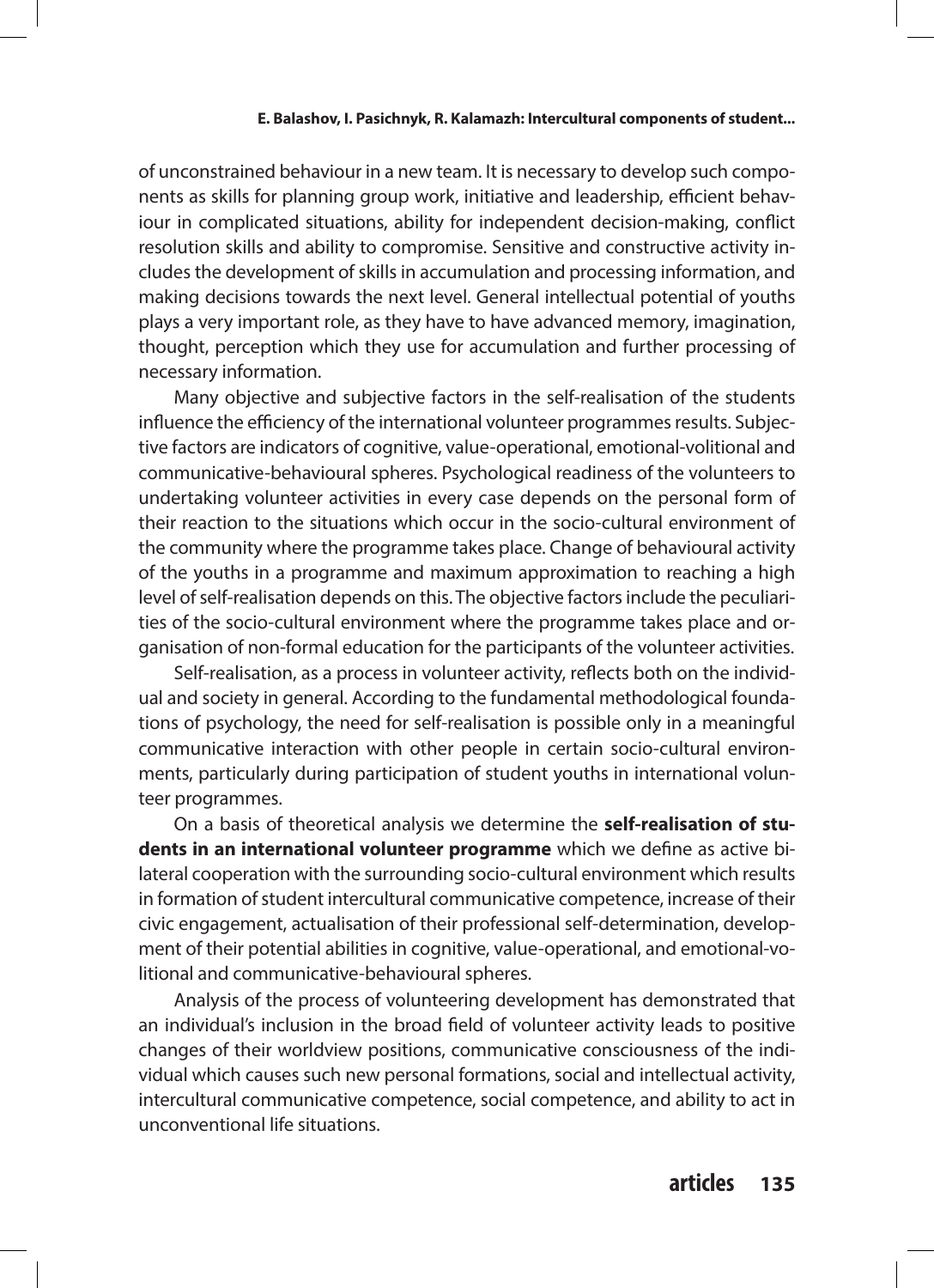of unconstrained behaviour in a new team. It is necessary to develop such components as skills for planning group work, initiative and leadership, efficient behaviour in complicated situations, ability for independent decision-making, conflict resolution skills and ability to compromise. Sensitive and constructive activity includes the development of skills in accumulation and processing information, and making decisions towards the next level. General intellectual potential of youths plays a very important role, as they have to have advanced memory, imagination, thought, perception which they use for accumulation and further processing of necessary information.

Many objective and subjective factors in the self-realisation of the students influence the efficiency of the international volunteer programmes results. Subjective factors are indicators of cognitive, value-operational, emotional-volitional and communicative-behavioural spheres. Psychological readiness of the volunteers to undertaking volunteer activities in every case depends on the personal form of their reaction to the situations which occur in the socio-cultural environment of the community where the programme takes place. Change of behavioural activity of the youths in a programme and maximum approximation to reaching a high level of self-realisation depends on this. The objective factors include the peculiarities of the socio-cultural environment where the programme takes place and organisation of non-formal education for the participants of the volunteer activities.

Self-realisation, as a process in volunteer activity, reflects both on the individual and society in general. According to the fundamental methodological foundations of psychology, the need for self-realisation is possible only in a meaningful communicative interaction with other people in certain socio-cultural environments, particularly during participation of student youths in international volunteer programmes.

On a basis of theoretical analysis we determine the **self-realisation of students in an international volunteer programme** which we define as active bilateral cooperation with the surrounding socio-cultural environment which results in formation of student intercultural communicative competence, increase of their civic engagement, actualisation of their professional self-determination, development of their potential abilities in cognitive, value-operational, and emotional-volitional and communicative-behavioural spheres.

Analysis of the process of volunteering development has demonstrated that an individual's inclusion in the broad field of volunteer activity leads to positive changes of their worldview positions, communicative consciousness of the individual which causes such new personal formations, social and intellectual activity, intercultural communicative competence, social competence, and ability to act in unconventional life situations.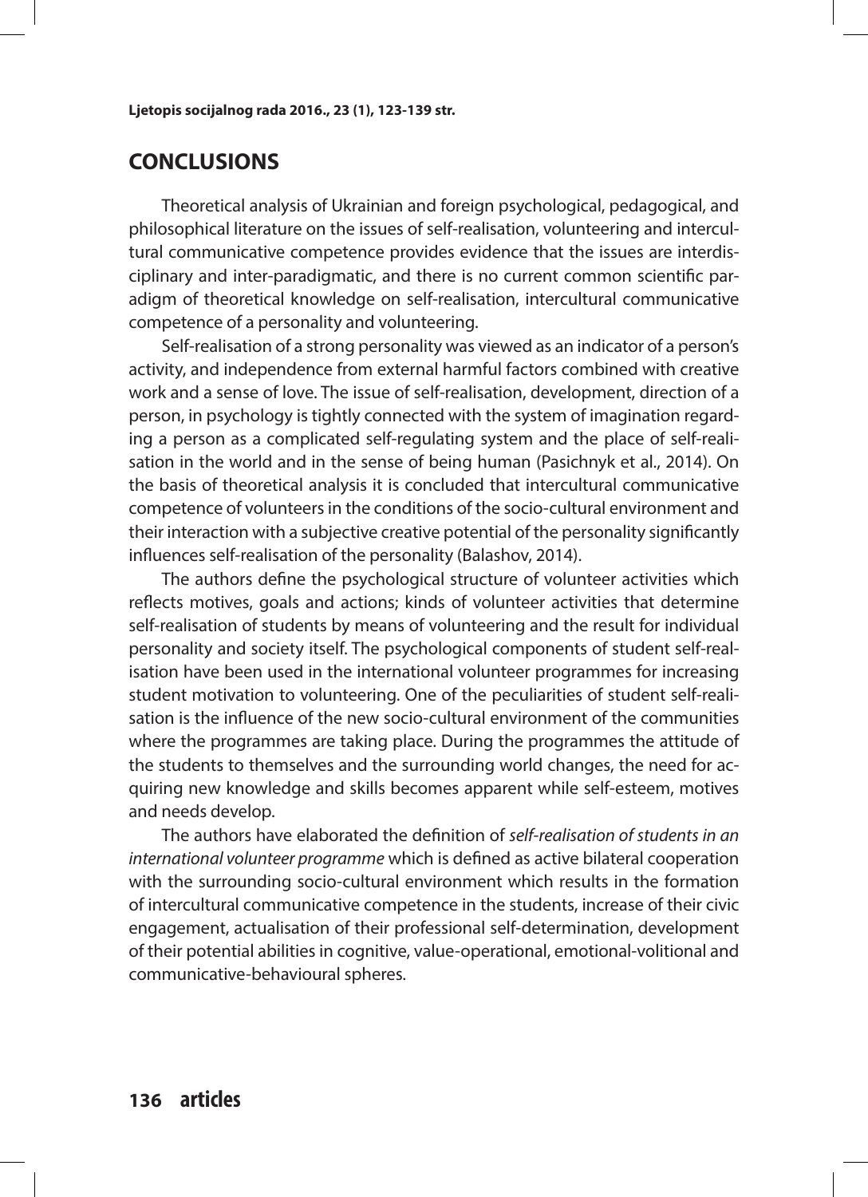## CONCLUSIONS

Theoretical analysis of Ukrainian and foreign psychological, pedagogical, and philosophical literature on the issues of self-realisation, volunteering and intercultural communicative competence provides evidence that the issues are interdisciplinary and inter-paradigmatic, and there is no current common scientific paradigm of theoretical knowledge on self-realisation, intercultural communicative competence of a personality and volunteering.

Self-realisation of a strong personality was viewed as an indicator of a person's activity, and independence from external harmful factors combined with creative work and a sense of love. The issue of self-realisation, development, direction of a person, in psychology is tightly connected with the system of imagination regarding a person as a complicated self-regulating system and the place of self-realisation in the world and in the sense of being human (Pasichnyk et al., 2014). On the basis of theoretical analysis it is concluded that intercultural communicative competence of volunteers in the conditions of the socio-cultural environment and their interaction with a subjective creative potential of the personality significantly influences self-realisation of the personality (Balashov, 2014).

The authors define the psychological structure of volunteer activities which reflects motives, goals and actions; kinds of volunteer activities that determine self-realisation of students by means of volunteering and the result for individual personality and society itself. The psychological components of student self-realisation have been used in the international volunteer programmes for increasing student motivation to volunteering. One of the peculiarities of student self-realisation is the influence of the new socio-cultural environment of the communities where the programmes are taking place. During the programmes the attitude of the students to themselves and the surrounding world changes, the need for acquiring new knowledge and skills becomes apparent while self-esteem, motives and needs develop.

The authors have elaborated the definition of *self-realisation of students in an international volunteer programme* which is defined as active bilateral cooperation with the surrounding socio-cultural environment which results in the formation of intercultural communicative competence in the students, increase of their civic engagement, actualisation of their professional self-determination, development of their potential abilities in cognitive, value-operational, emotional-volitional and communicative-behavioural spheres.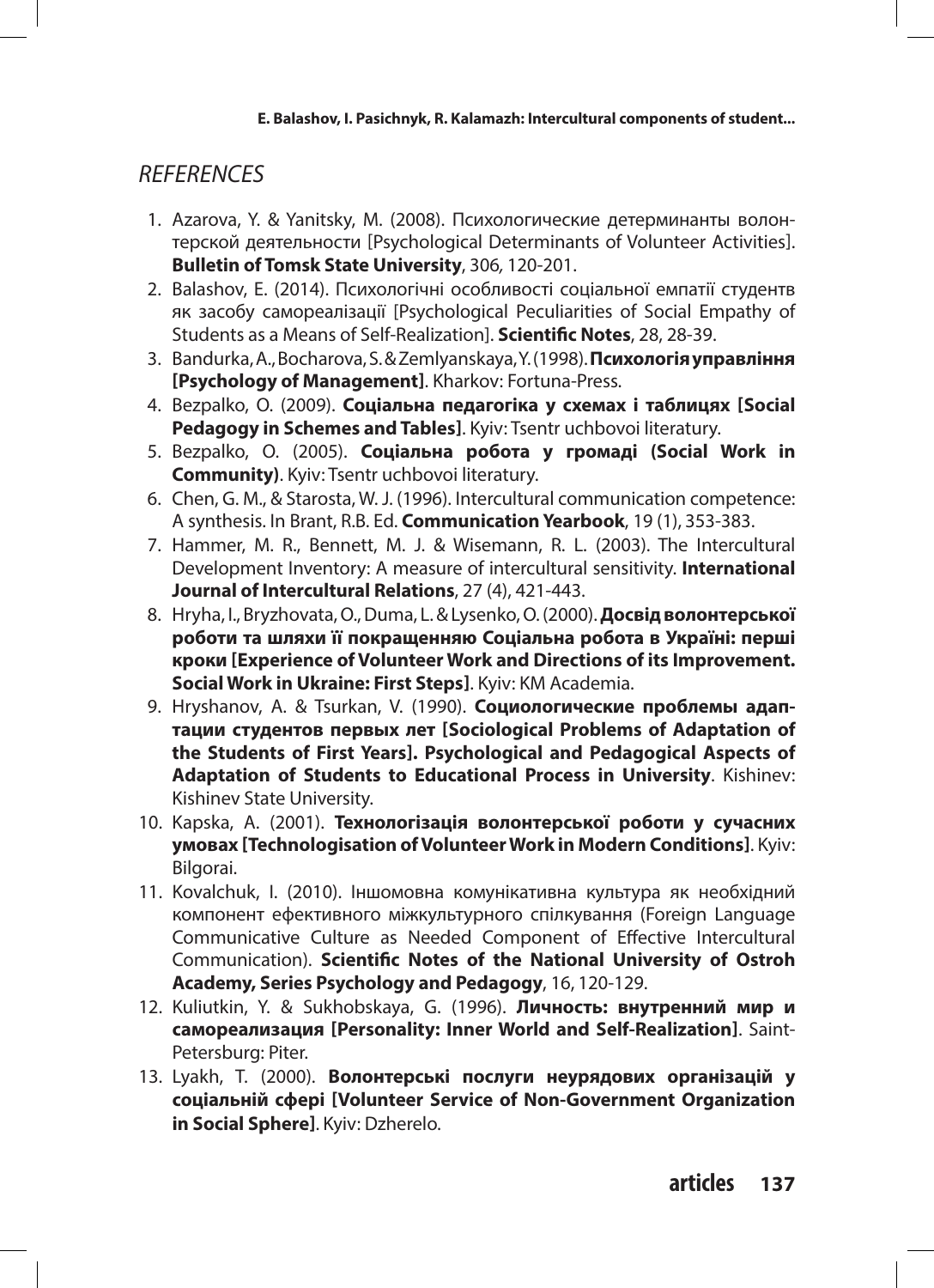## *REFERENCES*

1. Azarova, Y. & Yanitsky, M. (2008). Психологические детерминанты волонтерской деятельности [Psychological Determinants of Volunteer Activities]. **Bulletin of Tomsk State University**, 306, 120-201.
2. Balashov, E. (2014). Психологічні особливості соціальної емпатії студентв як засобу самореалізації [Psychological Peculiarities of Social Empathy of Students as a Means of Self-Realization]. **Scientific Notes**, 28, 28-39.
3. Bandurka, A., Bocharova, S. & Zemlyanskaya, Y. (1998). **Психологія управління [Psychology of Management]**. Kharkov: Fortuna-Press.
4. Bezpalko, O. (2009). **Соціальна педагогіка у схемах і таблицях [Social Pedagogy in Schemes and Tables]**. Kyiv: Tsentr uchbovoi literatury.
5. Bezpalko, O. (2005). **Соціальна робота у громаді (Social Work in Community)**. Kyiv: Tsentr uchbovoi literatury.
6. Chen, G. M., & Starosta, W. J. (1996). Intercultural communication competence: A synthesis. In Brant, R.B. Ed. **Communication Yearbook**, 19 (1), 353-383.
7. Hammer, M. R., Bennett, M. J. & Wisemann, R. L. (2003). The Intercultural Development Inventory: A measure of intercultural sensitivity. **International Journal of Intercultural Relations**, 27 (4), 421-443.
8. Hryha, I., Bryzhovata, O., Duma, L. & Lysenko, O. (2000). **Досвід волонтерської роботи та шляхи її покращенняю Соціальна робота в Україні: перші кроки [Experience of Volunteer Work and Directions of its Improvement. Social Work in Ukraine: First Steps]**. Kyiv: KM Academia.
9. Hryshanov, A. & Tsurkan, V. (1990). **Социологические проблемы адаптации студентов первых лет [Sociological Problems of Adaptation of the Students of First Years]. Psychological and Pedagogical Aspects of Adaptation of Students to Educational Process in University**. Kishinev: Kishinev State University.
10. Kapska, A. (2001). **Технологізація волонтерської роботи у сучасних умовах [Technologisation of Volunteer Work in Modern Conditions]**. Kyiv: Bilgorai.
11. Kovalchuk, I. (2010). Іншомовна комунікативна культура як необхідний компонент ефективного міжкультурного спілкування (Foreign Language Communicative Culture as Needed Component of Effective Intercultural Communication). **Scientific Notes of the National University of Ostroh Academy, Series Psychology and Pedagogy**, 16, 120-129.
12. Kuliutkin, Y. & Sukhobskaya, G. (1996). **Личность: внутренний мир и самореализация [Personality: Inner World and Self-Realization]**. Saint-Petersburg: Piter.
13. Lyakh, T. (2000). **Волонтерські послуги неурядових організацій у соціальній сфері [Volunteer Service of Non-Government Organization in Social Sphere]**. Kyiv: Dzherelo.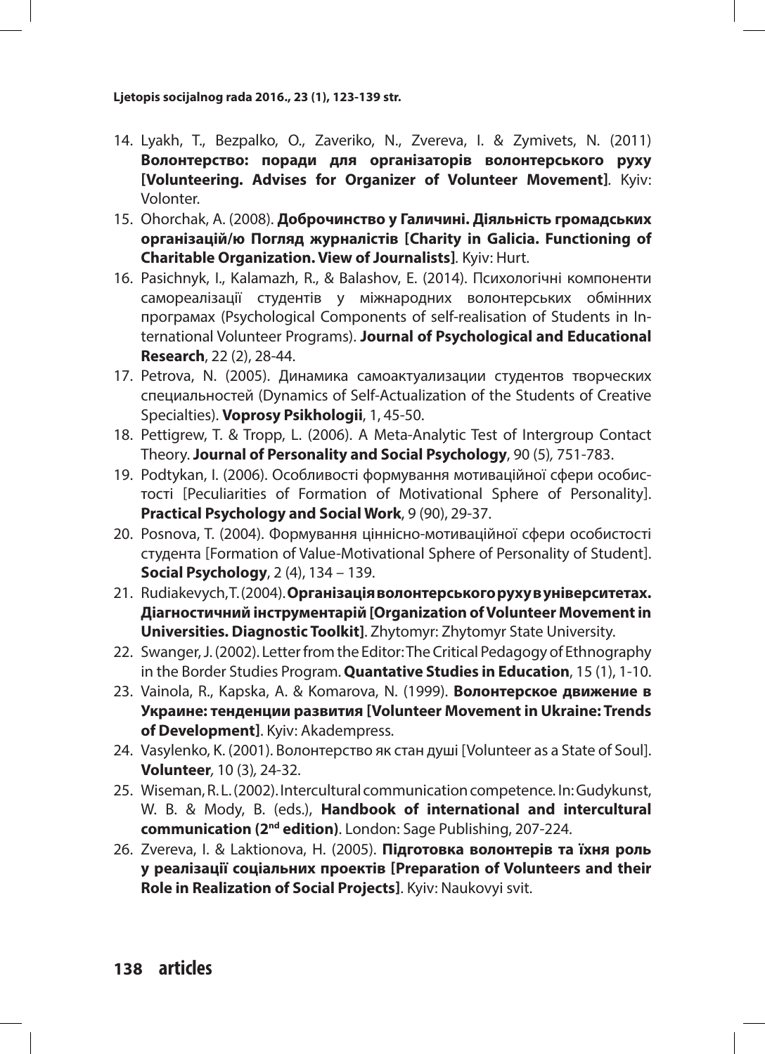14. Lyakh, T., Bezpalko, O., Zaveriko, N., Zvereva, I. & Zymivets, N. (2011) **Волонтерство: поради для організаторів волонтерського руху [Volunteering. Advises for Organizer of Volunteer Movement]**. Kyiv: Volonter.
15. Ohorchak, A. (2008). **Доброчинство у Галичині. Діяльність громадських організацій/ю Погляд журналістів [Charity in Galicia. Functioning of Charitable Organization. View of Journalists]**. Kyiv: Hurt.
16. Pasichnyk, I., Kalamazh, R., & Balashov, E. (2014). Психологічні компоненти самореалізації студентів у міжнародних волонтерських обмінних програмах (Psychological Components of self-realisation of Students in International Volunteer Programs). **Journal of Psychological and Educational Research**, 22 (2), 28-44.
17. Petrova, N. (2005). Динамика самоактуализации студентов творческих специальностей (Dynamics of Self-Actualization of the Students of Creative Specialties). **Voprosy Psikhologii**, 1, 45-50.
18. Pettigrew, T. & Tropp, L. (2006). A Meta-Analytic Test of Intergroup Contact Theory. **Journal of Personality and Social Psychology**, 90 (5), 751-783.
19. Podtykan, I. (2006). Особливості формування мотиваційної сфери особистості [Peculiarities of Formation of Motivational Sphere of Personality]. **Practical Psychology and Social Work**, 9 (90), 29-37.
20. Posnova, T. (2004). Формування ціннісно-мотиваційної сфери особистості студента [Formation of Value-Motivational Sphere of Personality of Student]. **Social Psychology**, 2 (4), 134 – 139.
21. Rudiakevych, T. (2004). **Організація волонтерського руху в університетах. Діагностичний інструментарій [Organization of Volunteer Movement in Universities. Diagnostic Toolkit]**. Zhytomyr: Zhytomyr State University.
22. Swanger, J. (2002). Letter from the Editor: The Critical Pedagogy of Ethnography in the Border Studies Program. **Quantative Studies in Education**, 15 (1), 1-10.
23. Vainola, R., Kapska, A. & Komarova, N. (1999). **Волонтерское движение в Украине: тенденции развития [Volunteer Movement in Ukraine: Trends of Development]**. Kyiv: Akadempress.
24. Vasylenko, K. (2001). Волонтерство як стан душі [Volunteer as a State of Soul]. **Volunteer**, 10 (3), 24-32.
25. Wiseman, R. L. (2002). Intercultural communication competence. In: Gudykunst, W. B. & Mody, B. (eds.), **Handbook of international and intercultural communication (2nd edition)**. London: Sage Publishing, 207-224.
26. Zvereva, I. & Laktionova, H. (2005). **Підготовка волонтерів та їхня роль у реалізації соціальних проектів [Preparation of Volunteers and their Role in Realization of Social Projects]**. Kyiv: Naukovyi svit.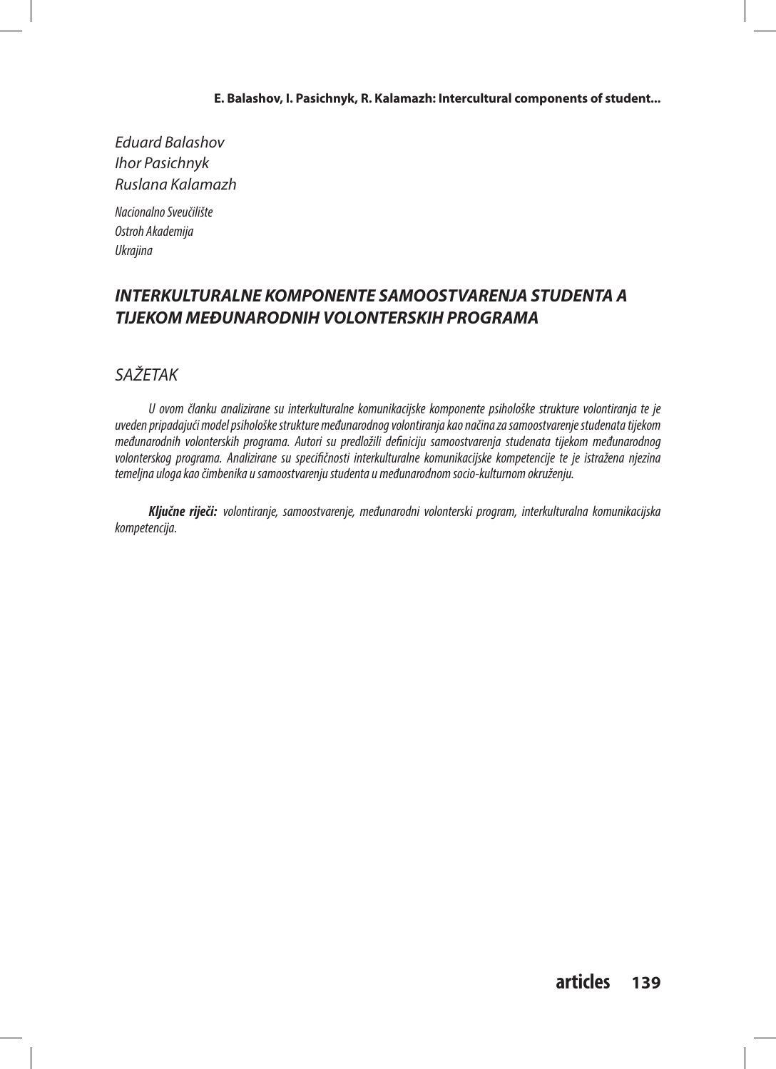*Eduard Balashov*
*Ihor Pasichnyk*
*Ruslana Kalamazh*

*Nacionalno Sveučilište*
*Ostroh Akademija*
*Ukrajina*

## *INTERKULTURALNE KOMPONENTE SAMOOSTVARENJA STUDENTA A TIJEKOM MEĐUNARODNIH VOLONTERSKIH PROGRAMA*

## *SAŽETAK*

*U ovom članku analizirane su interkulturalne komunikacijske komponente psihološke strukture volontiranja te je uveden pripadajući model psihološke strukture međunarodnog volontiranja kao načina za samoostvarenje studenata tijekom međunarodnih volonterskih programa. Autori su predložili definiciju samoostvarenja studenata tijekom međunarodnog volonterskog programa. Analizirane su specifičnosti interkulturalne komunikacijske kompetencije te je istražena njezina temeljna uloga kao čimbenika u samoostvarenju studenta u međunarodnom socio-kulturnom okruženju.*

***Ključne riječi:*** *volontiranje, samoostvarenje, međunarodni volonterski program, interkulturalna komunikacijska kompetencija.*